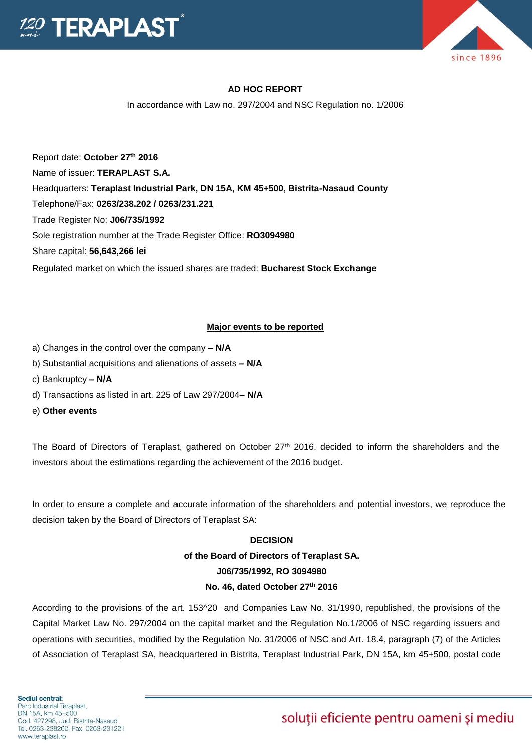**AD HOC REPORT**

In accordance with Law no. 297/2004 and NSC Regulation no. 1/2006

Report date: **October 27th 2016**

Name of issuer: **TERAPLAST S.A.**

Headquarters: **Teraplast Industrial Park, DN 15A, KM 45+500, Bistrita-Nasaud County**

Telephone/Fax: **0263/238.202 / 0263/231.221**

Trade Register No: **J06/735/1992**

Sole registration number at the Trade Register Office: **RO3094980**

Share capital: **56,643,266 lei**

Regulated market on which the issued shares are traded: **Bucharest Stock Exchange**

**Major events to be reported**

a) Changes in the control over the company **– N/A**

b) Substantial acquisitions and alienations of assets **– N/A**

c) Bankruptcy **– N/A**

d) Transactions as listed in art. 225 of Law 297/2004**– N/A**

e) **Other events**

The Board of Directors of Teraplast, gathered on October 27th 2016, decided to inform the shareholders and the investors about the estimations regarding the achievement of the 2016 budget.

In order to ensure a complete and accurate information of the shareholders and potential investors, we reproduce the decision taken by the Board of Directors of Teraplast SA:

**DECISION**
**of the Board of Directors of Teraplast SA.**
**J06/735/1992, RO 3094980**
**No. 46, dated October 27th 2016**

According to the provisions of the art. 153^20 and Companies Law No. 31/1990, republished, the provisions of the Capital Market Law No. 297/2004 on the capital market and the Regulation No.1/2006 of NSC regarding issuers and operations with securities, modified by the Regulation No. 31/2006 of NSC and Art. 18.4, paragraph (7) of the Articles of Association of Teraplast SA, headquartered in Bistrita, Teraplast Industrial Park, DN 15A, km 45+500, postal code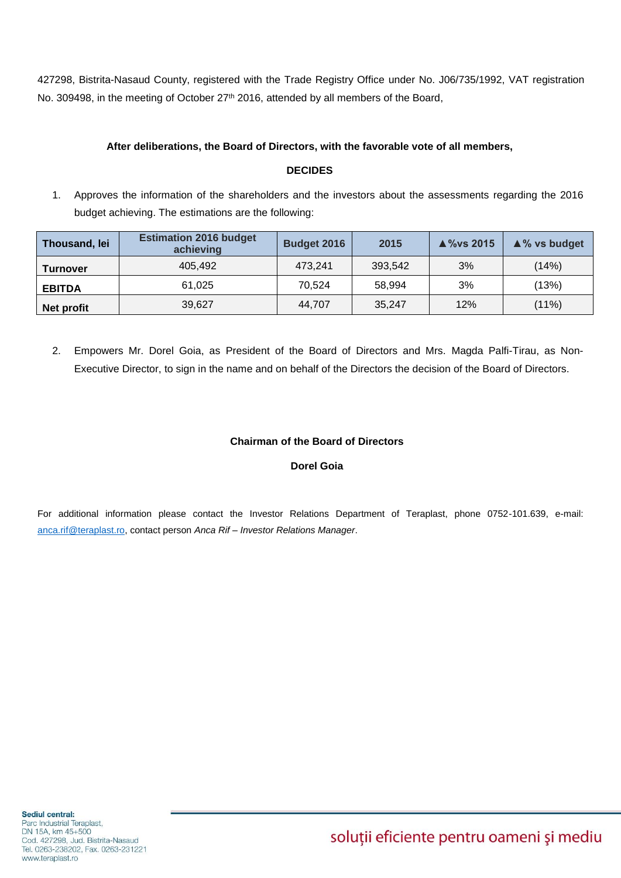427298, Bistrita-Nasaud County, registered with the Trade Registry Office under No. J06/735/1992, VAT registration No. 309498, in the meeting of October 27th 2016, attended by all members of the Board,

**After deliberations, the Board of Directors, with the favorable vote of all members,**

**DECIDES**

1. Approves the information of the shareholders and the investors about the assessments regarding the 2016 budget achieving. The estimations are the following:

| Thousand, lei | Estimation 2016 budget achieving | Budget 2016 | 2015 | ▲%vs 2015 | ▲% vs budget |
|---|---|---|---|---|---|
| **Turnover** | 405,492 | 473,241 | 393,542 | 3% | (14%) |
| **EBITDA** | 61,025 | 70,524 | 58,994 | 3% | (13%) |
| **Net profit** | 39,627 | 44,707 | 35,247 | 12% | (11%) |

2. Empowers Mr. Dorel Goia, as President of the Board of Directors and Mrs. Magda Palfi-Tirau, as Non-Executive Director, to sign in the name and on behalf of the Directors the decision of the Board of Directors.

**Chairman of the Board of Directors**

**Dorel Goia**

For additional information please contact the Investor Relations Department of Teraplast, phone 0752-101.639, e-mail: anca.rif@teraplast.ro, contact person *Anca Rif – Investor Relations Manager*.

**Sediul central:**
Parc Industrial Teraplast,
DN 15A, km 45+500
Cod. 427298, Jud. Bistrita-Nasaud
Tel. 0263-238202, Fax. 0263-231221
www.teraplast.ro

soluții eficiente pentru oameni şi mediu